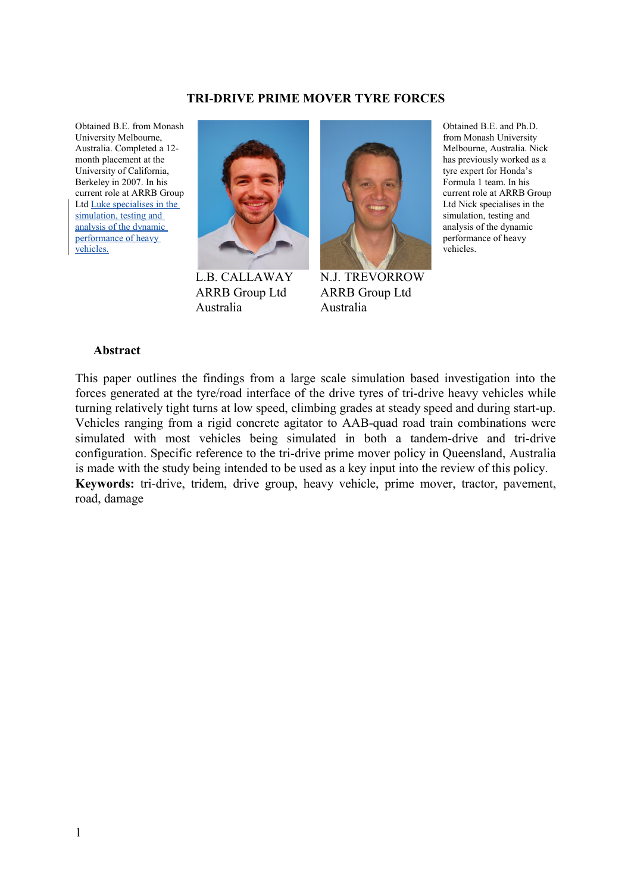# TRI-DRIVE PRIME MOVER TYRE FORCES

Obtained B.E. from Monash University Melbourne, Australia. Completed a 12-month placement at the University of California, Berkeley in 2007. In his current role at ARRB Group Ltd Luke specialises in the simulation, testing and analysis of the dynamic performance of heavy vehicles.

**L.B. CALLAWAY**
ARRB Group Ltd
Australia

**N.J. TREVORROW**
ARRB Group Ltd
Australia

Obtained B.E. and Ph.D. from Monash University Melbourne, Australia. Nick has previously worked as a tyre expert for Honda's Formula 1 team. In his current role at ARRB Group Ltd Nick specialises in the simulation, testing and analysis of the dynamic performance of heavy vehicles.

## Abstract

This paper outlines the findings from a large scale simulation based investigation into the forces generated at the tyre/road interface of the drive tyres of tri-drive heavy vehicles while turning relatively tight turns at low speed, climbing grades at steady speed and during start-up. Vehicles ranging from a rigid concrete agitator to AAB-quad road train combinations were simulated with most vehicles being simulated in both a tandem-drive and tri-drive configuration. Specific reference to the tri-drive prime mover policy in Queensland, Australia is made with the study being intended to be used as a key input into the review of this policy.

**Keywords:** tri-drive, tridem, drive group, heavy vehicle, prime mover, tractor, pavement, road, damage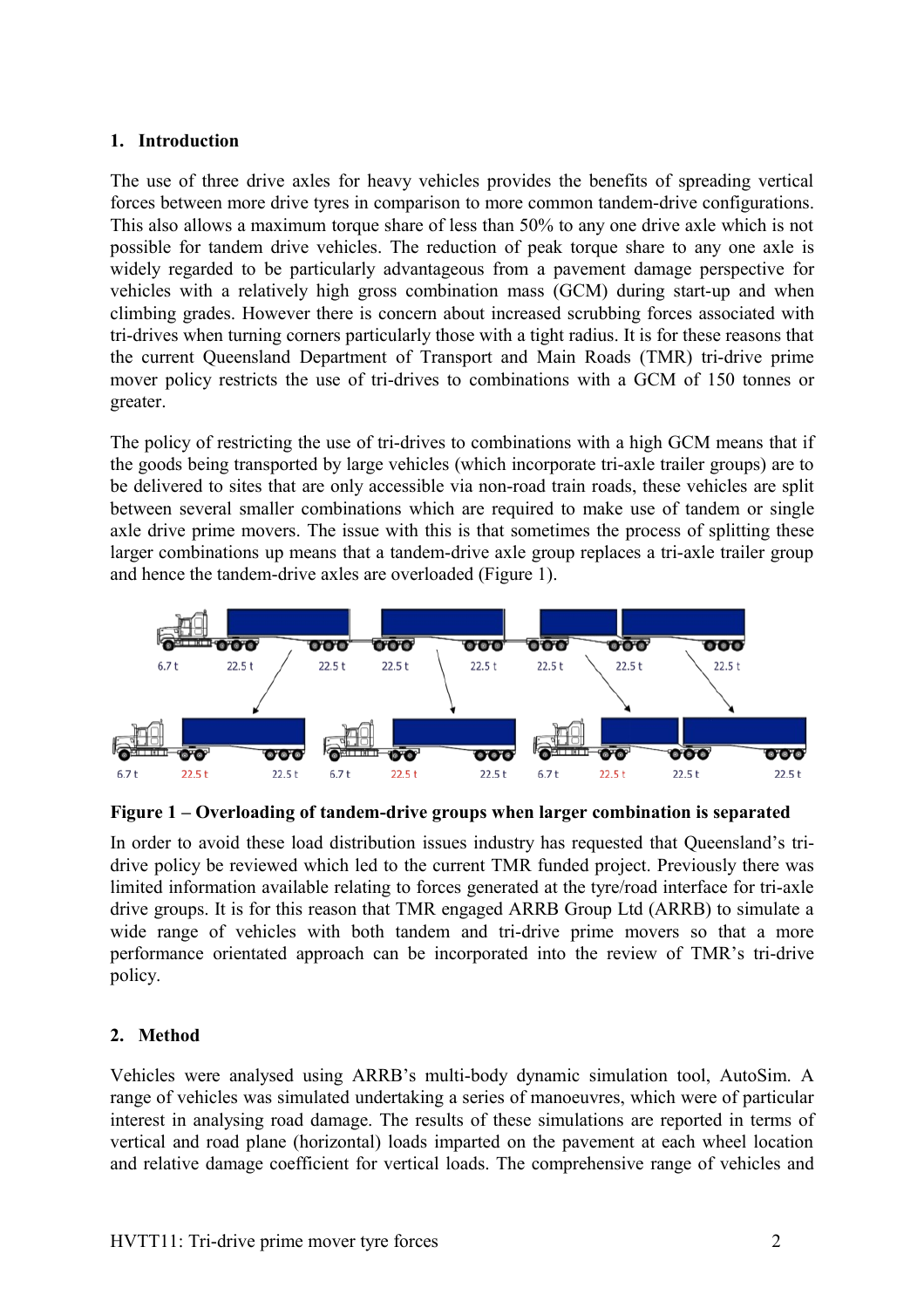## 1. Introduction

The use of three drive axles for heavy vehicles provides the benefits of spreading vertical forces between more drive tyres in comparison to more common tandem-drive configurations. This also allows a maximum torque share of less than 50% to any one drive axle which is not possible for tandem drive vehicles. The reduction of peak torque share to any one axle is widely regarded to be particularly advantageous from a pavement damage perspective for vehicles with a relatively high gross combination mass (GCM) during start-up and when climbing grades. However there is concern about increased scrubbing forces associated with tri-drives when turning corners particularly those with a tight radius. It is for these reasons that the current Queensland Department of Transport and Main Roads (TMR) tri-drive prime mover policy restricts the use of tri-drives to combinations with a GCM of 150 tonnes or greater.

The policy of restricting the use of tri-drives to combinations with a high GCM means that if the goods being transported by large vehicles (which incorporate tri-axle trailer groups) are to be delivered to sites that are only accessible via non-road train roads, these vehicles are split between several smaller combinations which are required to make use of tandem or single axle drive prime movers. The issue with this is that sometimes the process of splitting these larger combinations up means that a tandem-drive axle group replaces a tri-axle trailer group and hence the tandem-drive axles are overloaded (Figure 1).

**Figure 1 – Overloading of tandem-drive groups when larger combination is separated**

In order to avoid these load distribution issues industry has requested that Queensland's tri-drive policy be reviewed which led to the current TMR funded project. Previously there was limited information available relating to forces generated at the tyre/road interface for tri-axle drive groups. It is for this reason that TMR engaged ARRB Group Ltd (ARRB) to simulate a wide range of vehicles with both tandem and tri-drive prime movers so that a more performance orientated approach can be incorporated into the review of TMR's tri-drive policy.

## 2. Method

Vehicles were analysed using ARRB's multi-body dynamic simulation tool, AutoSim. A range of vehicles was simulated undertaking a series of manoeuvres, which were of particular interest in analysing road damage. The results of these simulations are reported in terms of vertical and road plane (horizontal) loads imparted on the pavement at each wheel location and relative damage coefficient for vertical loads. The comprehensive range of vehicles and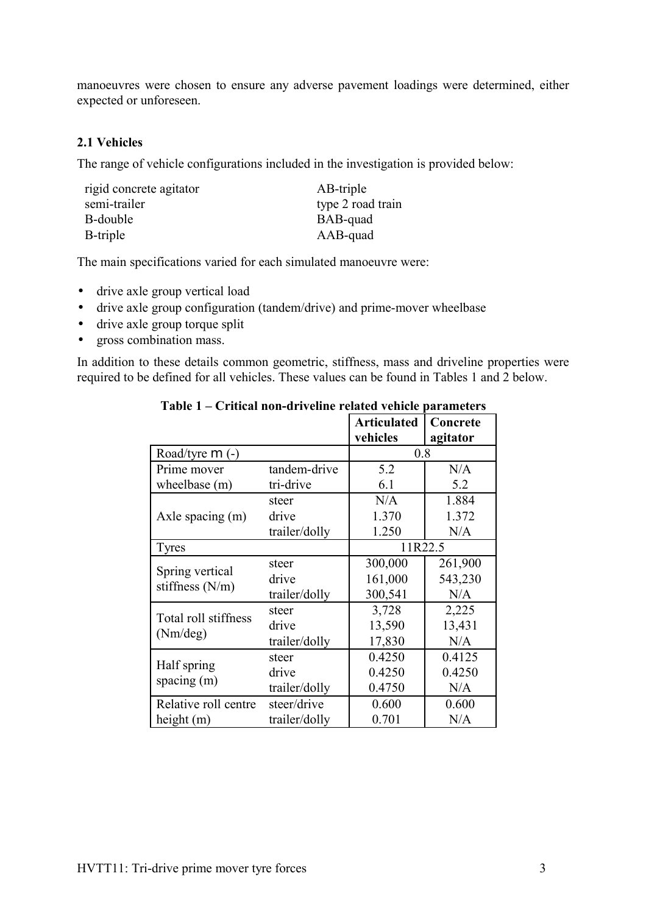manoeuvres were chosen to ensure any adverse pavement loadings were determined, either expected or unforeseen.

### 2.1 Vehicles

The range of vehicle configurations included in the investigation is provided below:

| | |
|---|---|
| rigid concrete agitator | AB-triple |
| semi-trailer | type 2 road train |
| B-double | BAB-quad |
| B-triple | AAB-quad |

The main specifications varied for each simulated manoeuvre were:

- drive axle group vertical load
- drive axle group configuration (tandem/drive) and prime-mover wheelbase
- drive axle group torque split
- gross combination mass.

In addition to these details common geometric, stiffness, mass and driveline properties were required to be defined for all vehicles. These values can be found in Tables 1 and 2 below.

**Table 1 – Critical non-driveline related vehicle parameters**

| | | Articulated vehicles | Concrete agitator |
|---|---|---|---|
| Road/tyre $\mu$ (-) | | 0.8 | |
| Prime mover wheelbase (m) | tandem-drive | 5.2 | N/A |
| | tri-drive | 6.1 | 5.2 |
| Axle spacing (m) | steer | N/A | 1.884 |
| | drive | 1.370 | 1.372 |
| | trailer/dolly | 1.250 | N/A |
| Tyres | | 11R22.5 | |
| Spring vertical stiffness (N/m) | steer | 300,000 | 261,900 |
| | drive | 161,000 | 543,230 |
| | trailer/dolly | 300,541 | N/A |
| Total roll stiffness (Nm/deg) | steer | 3,728 | 2,225 |
| | drive | 13,590 | 13,431 |
| | trailer/dolly | 17,830 | N/A |
| Half spring spacing (m) | steer | 0.4250 | 0.4125 |
| | drive | 0.4250 | 0.4250 |
| | trailer/dolly | 0.4750 | N/A |
| Relative roll centre height (m) | steer/drive | 0.600 | 0.600 |
| | trailer/dolly | 0.701 | N/A |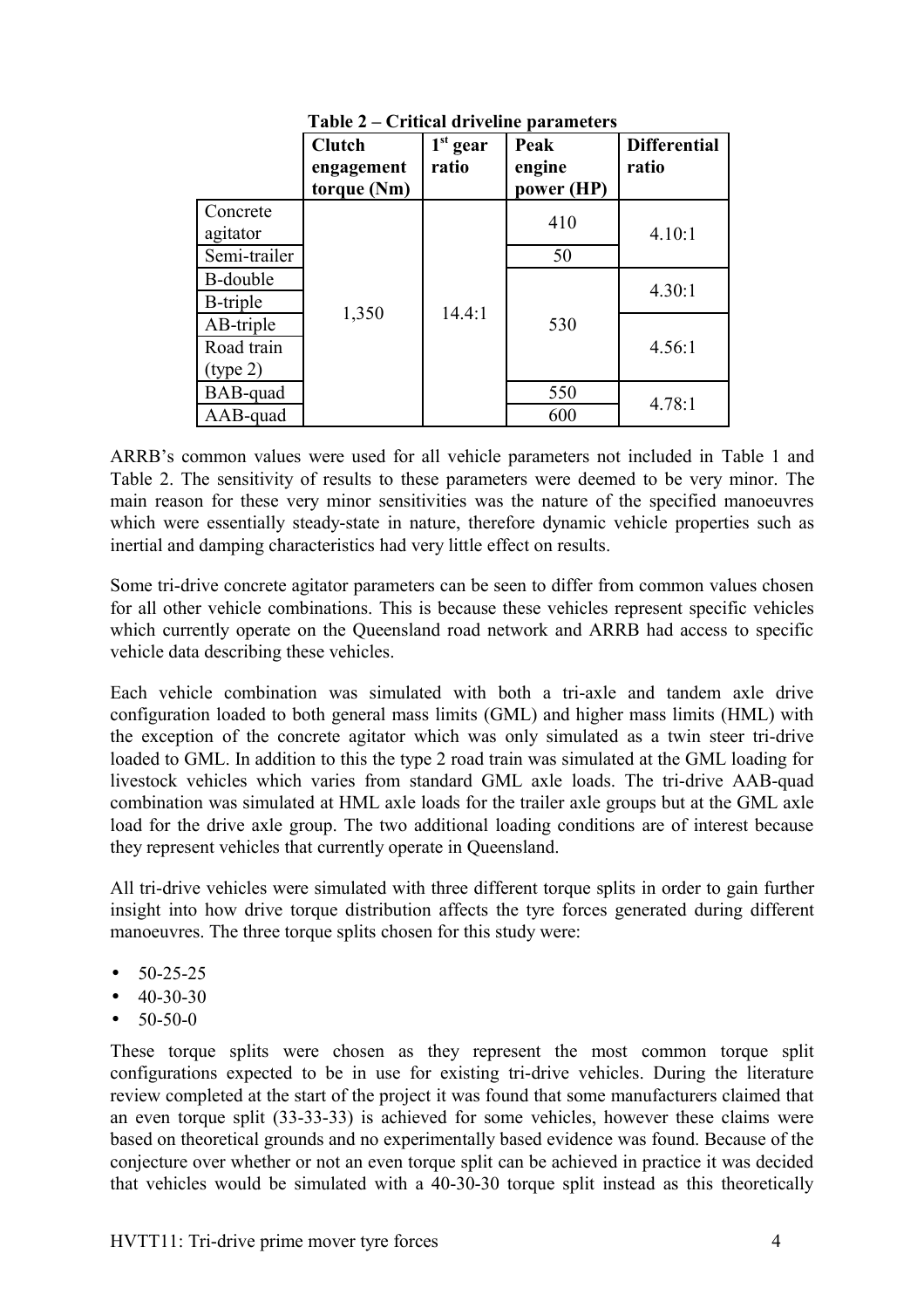**Table 2 – Critical driveline parameters**

| | Clutch engagement torque (Nm) | 1st gear ratio | Peak engine power (HP) | Differential ratio |
|---|---|---|---|---|
| Concrete agitator | 1,350 | 14.4:1 | 410 | 4.10:1 |
| Semi-trailer | 1,350 | 14.4:1 | 50 | 4.10:1 |
| B-double | 1,350 | 14.4:1 | 530 | 4.30:1 |
| B-triple | 1,350 | 14.4:1 | 530 | 4.30:1 |
| AB-triple | 1,350 | 14.4:1 | 530 | 4.56:1 |
| Road train (type 2) | 1,350 | 14.4:1 | 530 | 4.56:1 |
| BAB-quad | 1,350 | 14.4:1 | 550 | 4.78:1 |
| AAB-quad | 1,350 | 14.4:1 | 600 | 4.78:1 |

ARRB's common values were used for all vehicle parameters not included in Table 1 and Table 2. The sensitivity of results to these parameters were deemed to be very minor. The main reason for these very minor sensitivities was the nature of the specified manoeuvres which were essentially steady-state in nature, therefore dynamic vehicle properties such as inertial and damping characteristics had very little effect on results.

Some tri-drive concrete agitator parameters can be seen to differ from common values chosen for all other vehicle combinations. This is because these vehicles represent specific vehicles which currently operate on the Queensland road network and ARRB had access to specific vehicle data describing these vehicles.

Each vehicle combination was simulated with both a tri-axle and tandem axle drive configuration loaded to both general mass limits (GML) and higher mass limits (HML) with the exception of the concrete agitator which was only simulated as a twin steer tri-drive loaded to GML. In addition to this the type 2 road train was simulated at the GML loading for livestock vehicles which varies from standard GML axle loads. The tri-drive AAB-quad combination was simulated at HML axle loads for the trailer axle groups but at the GML axle load for the drive axle group. The two additional loading conditions are of interest because they represent vehicles that currently operate in Queensland.

All tri-drive vehicles were simulated with three different torque splits in order to gain further insight into how drive torque distribution affects the tyre forces generated during different manoeuvres. The three torque splits chosen for this study were:

- 50-25-25
- 40-30-30
- 50-50-0

These torque splits were chosen as they represent the most common torque split configurations expected to be in use for existing tri-drive vehicles. During the literature review completed at the start of the project it was found that some manufacturers claimed that an even torque split (33-33-33) is achieved for some vehicles, however these claims were based on theoretical grounds and no experimentally based evidence was found. Because of the conjecture over whether or not an even torque split can be achieved in practice it was decided that vehicles would be simulated with a 40-30-30 torque split instead as this theoretically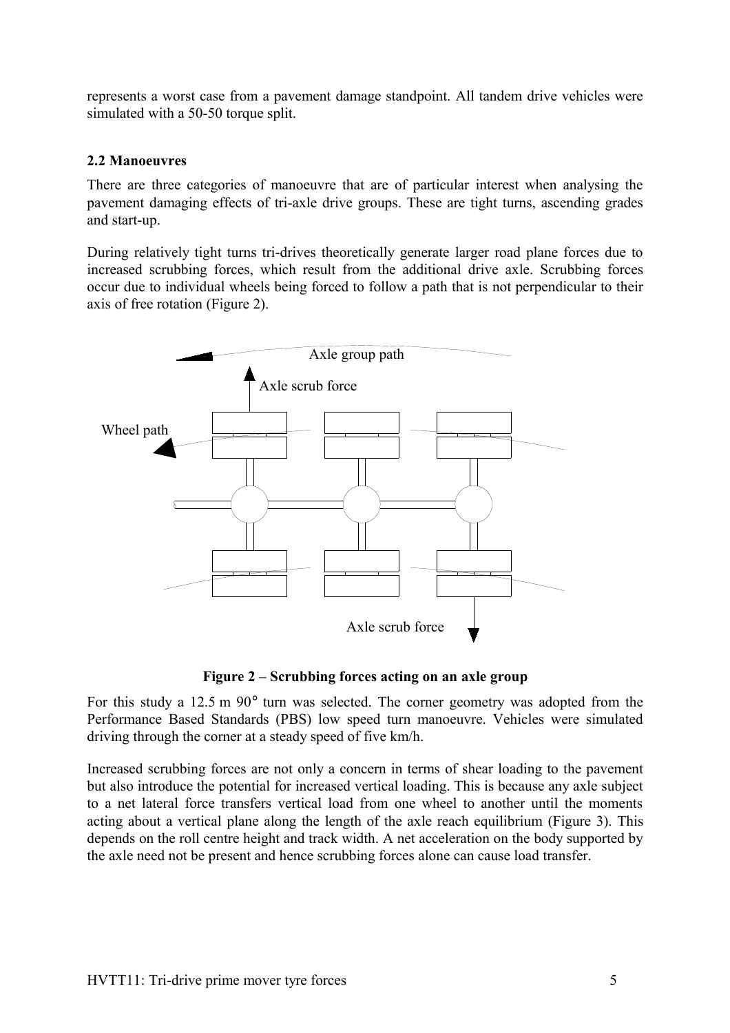represents a worst case from a pavement damage standpoint. All tandem drive vehicles were simulated with a 50-50 torque split.

### 2.2 Manoeuvres

There are three categories of manoeuvre that are of particular interest when analysing the pavement damaging effects of tri-axle drive groups. These are tight turns, ascending grades and start-up.

During relatively tight turns tri-drives theoretically generate larger road plane forces due to increased scrubbing forces, which result from the additional drive axle. Scrubbing forces occur due to individual wheels being forced to follow a path that is not perpendicular to their axis of free rotation (Figure 2).

**Figure 2 – Scrubbing forces acting on an axle group**

For this study a 12.5 m 90° turn was selected. The corner geometry was adopted from the Performance Based Standards (PBS) low speed turn manoeuvre. Vehicles were simulated driving through the corner at a steady speed of five km/h.

Increased scrubbing forces are not only a concern in terms of shear loading to the pavement but also introduce the potential for increased vertical loading. This is because any axle subject to a net lateral force transfers vertical load from one wheel to another until the moments acting about a vertical plane along the length of the axle reach equilibrium (Figure 3). This depends on the roll centre height and track width. A net acceleration on the body supported by the axle need not be present and hence scrubbing forces alone can cause load transfer.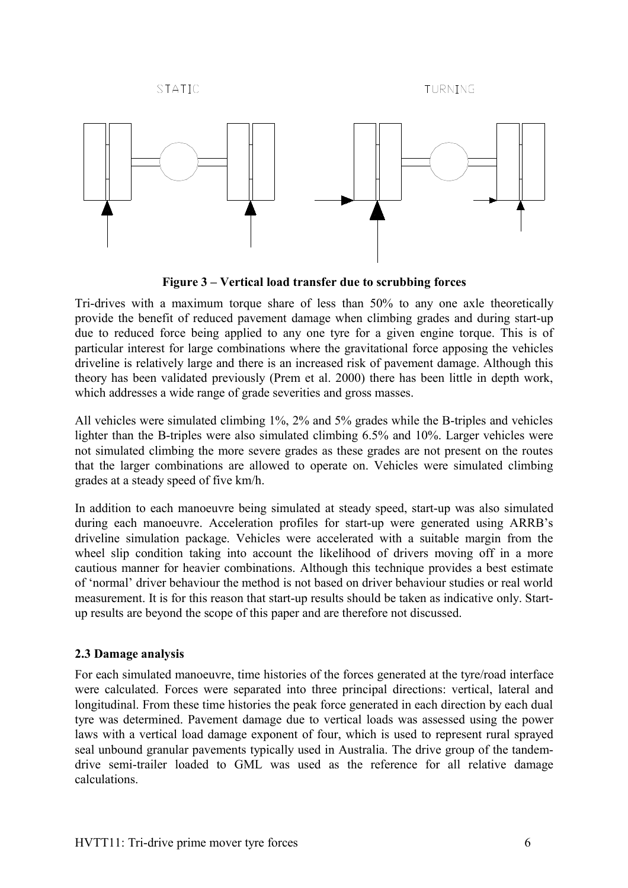STATIC TURNING

**Figure 3 – Vertical load transfer due to scrubbing forces**

Tri-drives with a maximum torque share of less than 50% to any one axle theoretically provide the benefit of reduced pavement damage when climbing grades and during start-up due to reduced force being applied to any one tyre for a given engine torque. This is of particular interest for large combinations where the gravitational force apposing the vehicles driveline is relatively large and there is an increased risk of pavement damage. Although this theory has been validated previously (Prem et al. 2000) there has been little in depth work, which addresses a wide range of grade severities and gross masses.

All vehicles were simulated climbing 1%, 2% and 5% grades while the B-triples and vehicles lighter than the B-triples were also simulated climbing 6.5% and 10%. Larger vehicles were not simulated climbing the more severe grades as these grades are not present on the routes that the larger combinations are allowed to operate on. Vehicles were simulated climbing grades at a steady speed of five km/h.

In addition to each manoeuvre being simulated at steady speed, start-up was also simulated during each manoeuvre. Acceleration profiles for start-up were generated using ARRB's driveline simulation package. Vehicles were accelerated with a suitable margin from the wheel slip condition taking into account the likelihood of drivers moving off in a more cautious manner for heavier combinations. Although this technique provides a best estimate of 'normal' driver behaviour the method is not based on driver behaviour studies or real world measurement. It is for this reason that start-up results should be taken as indicative only. Start-up results are beyond the scope of this paper and are therefore not discussed.

### 2.3 Damage analysis

For each simulated manoeuvre, time histories of the forces generated at the tyre/road interface were calculated. Forces were separated into three principal directions: vertical, lateral and longitudinal. From these time histories the peak force generated in each direction by each dual tyre was determined. Pavement damage due to vertical loads was assessed using the power laws with a vertical load damage exponent of four, which is used to represent rural sprayed seal unbound granular pavements typically used in Australia. The drive group of the tandem-drive semi-trailer loaded to GML was used as the reference for all relative damage calculations.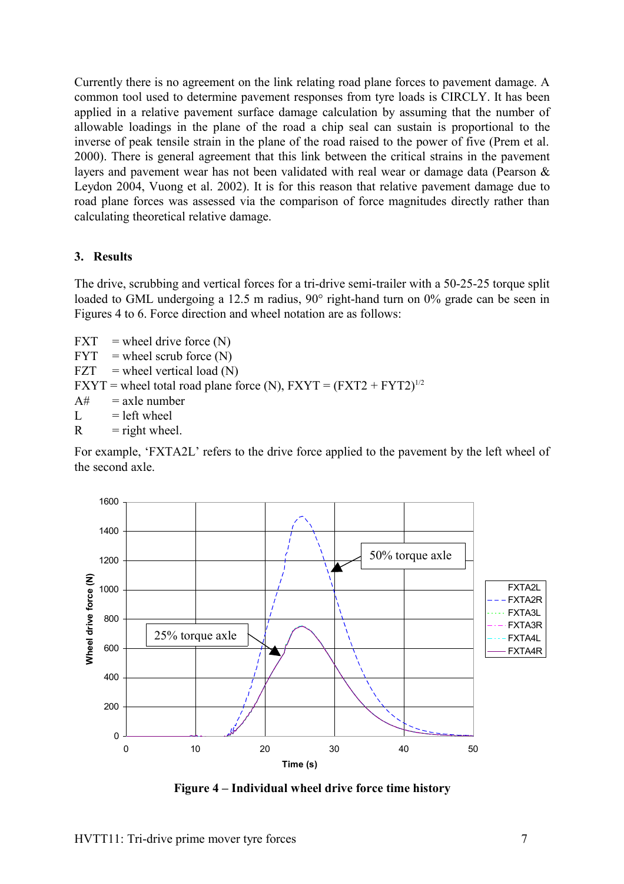Currently there is no agreement on the link relating road plane forces to pavement damage. A common tool used to determine pavement responses from tyre loads is CIRCLY. It has been applied in a relative pavement surface damage calculation by assuming that the number of allowable loadings in the plane of the road a chip seal can sustain is proportional to the inverse of peak tensile strain in the plane of the road raised to the power of five (Prem et al. 2000). There is general agreement that this link between the critical strains in the pavement layers and pavement wear has not been validated with real wear or damage data (Pearson & Leydon 2004, Vuong et al. 2002). It is for this reason that relative pavement damage due to road plane forces was assessed via the comparison of force magnitudes directly rather than calculating theoretical relative damage.

## 3. Results

The drive, scrubbing and vertical forces for a tri-drive semi-trailer with a 50-25-25 torque split loaded to GML undergoing a 12.5 m radius, 90° right-hand turn on 0% grade can be seen in Figures 4 to 6. Force direction and wheel notation are as follows:

FXT = wheel drive force (N)
FYT = wheel scrub force (N)
FZT = wheel vertical load (N)
FXYT = wheel total road plane force (N), FXYT = $(FXT2 + FYT2)^{1/2}$
A# = axle number
L = left wheel
R = right wheel.

For example, 'FXTA2L' refers to the drive force applied to the pavement by the left wheel of the second axle.

**Figure 4 – Individual wheel drive force time history**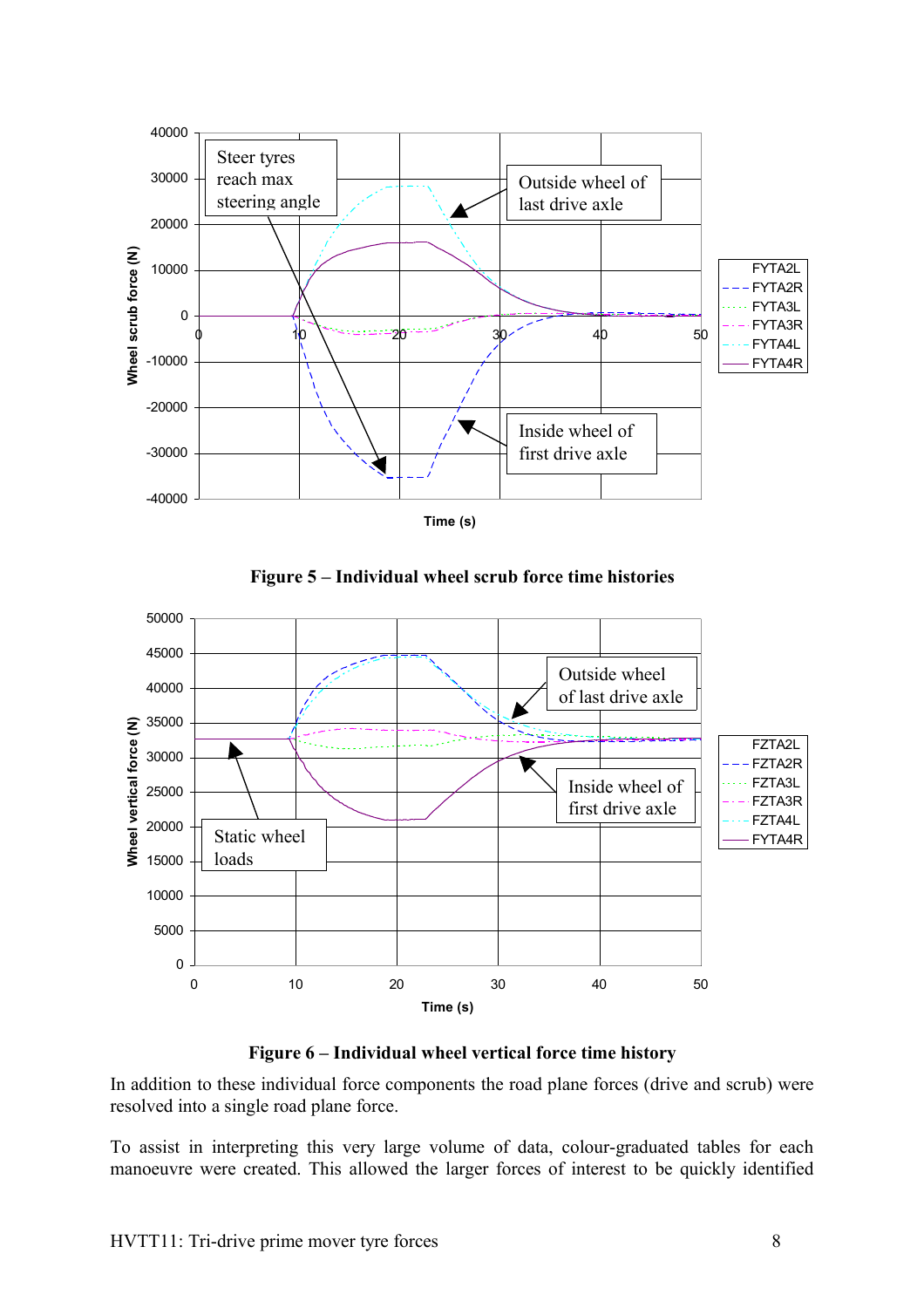**Figure 5 – Individual wheel scrub force time histories**

**Figure 6 – Individual wheel vertical force time history**

In addition to these individual force components the road plane forces (drive and scrub) were resolved into a single road plane force.

To assist in interpreting this very large volume of data, colour-graduated tables for each manoeuvre were created. This allowed the larger forces of interest to be quickly identified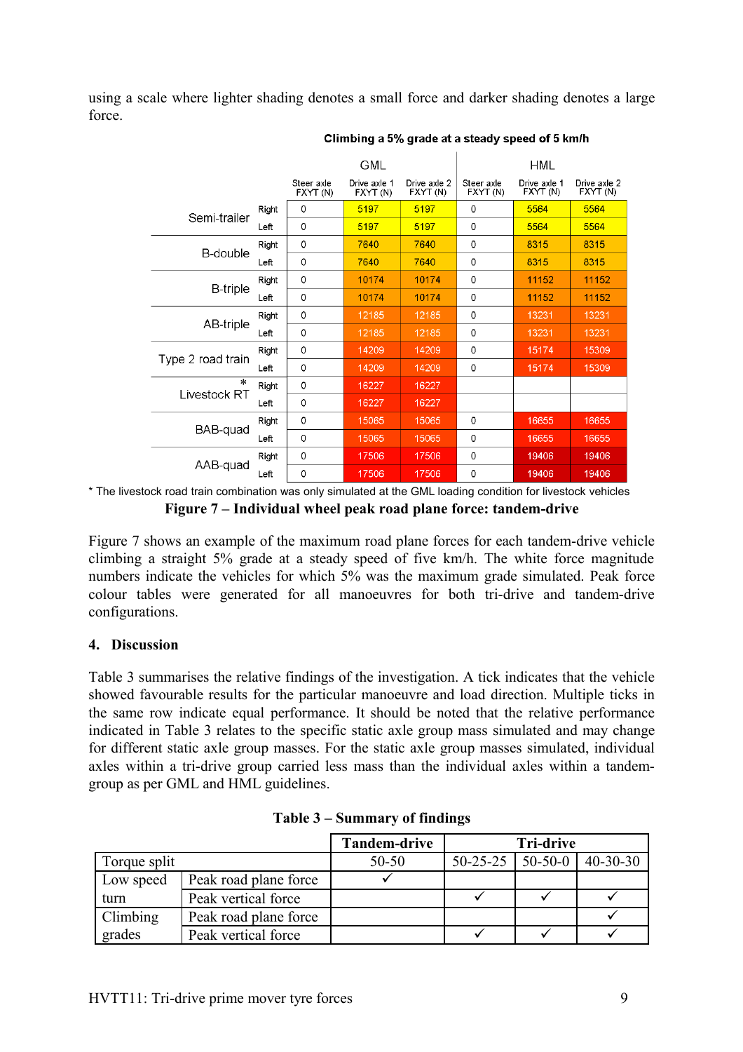using a scale where lighter shading denotes a small force and darker shading denotes a large force.

**Climbing a 5% grade at a steady speed of 5 km/h**

| | | GML | | | HML | | |
|---|---|---|---|---|---|---|---|
| | | Steer axle FXYT (N) | Drive axle 1 FXYT (N) | Drive axle 2 FXYT (N) | Steer axle FXYT (N) | Drive axle 1 FXYT (N) | Drive axle 2 FXYT (N) |
| Semi-trailer | Right | 0 | 5197 | 5197 | 0 | 5564 | 5564 |
| | Left | 0 | 5197 | 5197 | 0 | 5564 | 5564 |
| B-double | Right | 0 | 7640 | 7640 | 0 | 8315 | 8315 |
| | Left | 0 | 7640 | 7640 | 0 | 8315 | 8315 |
| B-triple | Right | 0 | 10174 | 10174 | 0 | 11152 | 11152 |
| | Left | 0 | 10174 | 10174 | 0 | 11152 | 11152 |
| AB-triple | Right | 0 | 12185 | 12185 | 0 | 13231 | 13231 |
| | Left | 0 | 12185 | 12185 | 0 | 13231 | 13231 |
| Type 2 road train | Right | 0 | 14209 | 14209 | 0 | 15174 | 15309 |
| | Left | 0 | 14209 | 14209 | 0 | 15174 | 15309 |
| Livestock RT* | Right | 0 | 16227 | 16227 | | | |
| | Left | 0 | 16227 | 16227 | | | |
| BAB-quad | Right | 0 | 15065 | 15065 | 0 | 16655 | 16655 |
| | Left | 0 | 15065 | 15065 | 0 | 16655 | 16655 |
| AAB-quad | Right | 0 | 17506 | 17506 | 0 | 19406 | 19406 |
| | Left | 0 | 17506 | 17506 | 0 | 19406 | 19406 |

\* The livestock road train combination was only simulated at the GML loading condition for livestock vehicles

**Figure 7 – Individual wheel peak road plane force: tandem-drive**

Figure 7 shows an example of the maximum road plane forces for each tandem-drive vehicle climbing a straight 5% grade at a steady speed of five km/h. The white force magnitude numbers indicate the vehicles for which 5% was the maximum grade simulated. Peak force colour tables were generated for all manoeuvres for both tri-drive and tandem-drive configurations.

## 4. Discussion

Table 3 summarises the relative findings of the investigation. A tick indicates that the vehicle showed favourable results for the particular manoeuvre and load direction. Multiple ticks in the same row indicate equal performance. It should be noted that the relative performance indicated in Table 3 relates to the specific static axle group mass simulated and may change for different static axle group masses. For the static axle group masses simulated, individual axles within a tri-drive group carried less mass than the individual axles within a tandem-group as per GML and HML guidelines.

**Table 3 – Summary of findings**

| | | Tandem-drive | Tri-drive | | |
|---|---|---|---|---|---|
| Torque split | | 50-50 | 50-25-25 | 50-50-0 | 40-30-30 |
| Low speed turn | Peak road plane force | ✓ | | | |
| | Peak vertical force | | ✓ | ✓ | ✓ |
| Climbing grades | Peak road plane force | | | | ✓ |
| | Peak vertical force | | ✓ | ✓ | ✓ |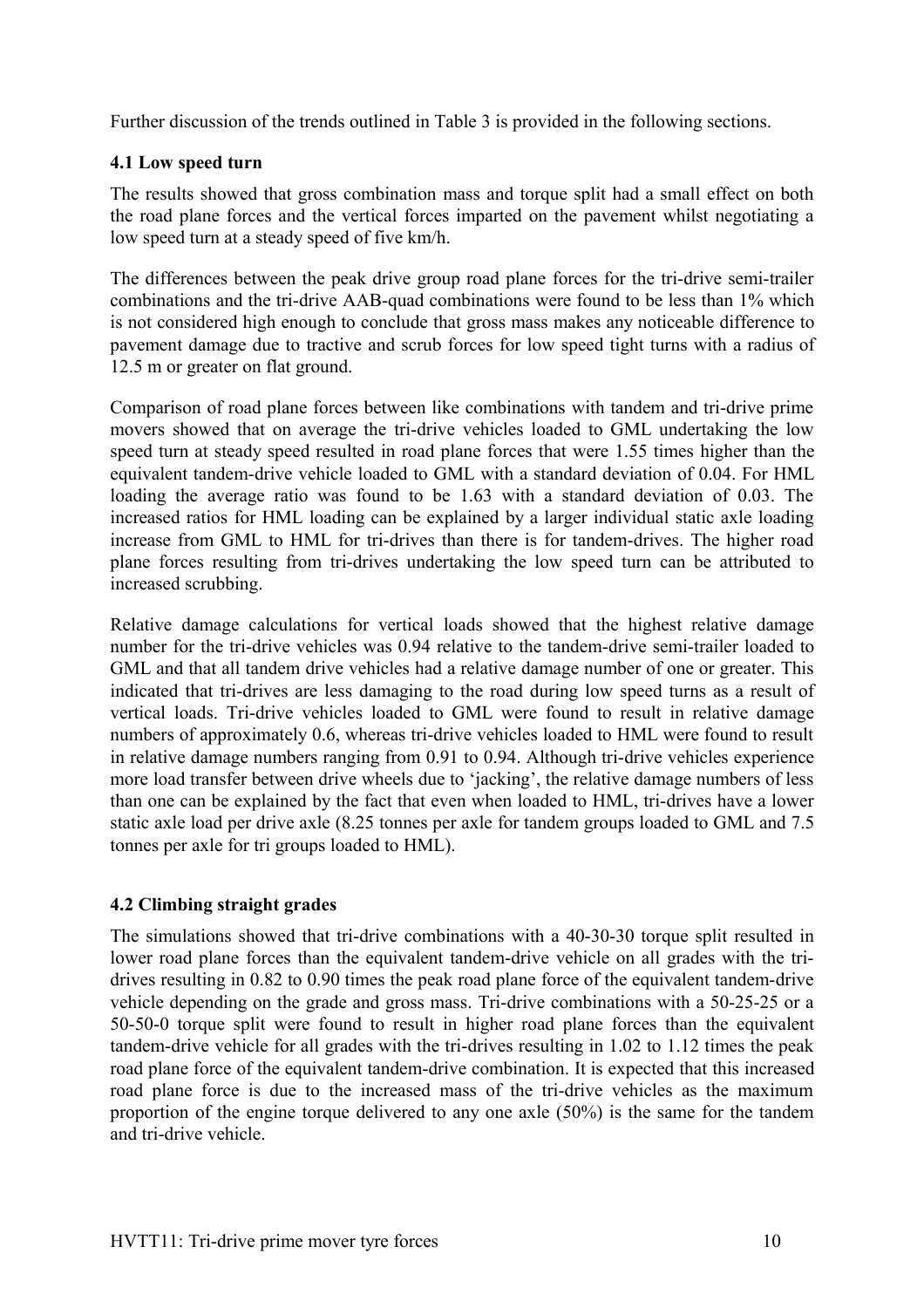Further discussion of the trends outlined in Table 3 is provided in the following sections.

### 4.1 Low speed turn

The results showed that gross combination mass and torque split had a small effect on both the road plane forces and the vertical forces imparted on the pavement whilst negotiating a low speed turn at a steady speed of five km/h.

The differences between the peak drive group road plane forces for the tri-drive semi-trailer combinations and the tri-drive AAB-quad combinations were found to be less than 1% which is not considered high enough to conclude that gross mass makes any noticeable difference to pavement damage due to tractive and scrub forces for low speed tight turns with a radius of 12.5 m or greater on flat ground.

Comparison of road plane forces between like combinations with tandem and tri-drive prime movers showed that on average the tri-drive vehicles loaded to GML undertaking the low speed turn at steady speed resulted in road plane forces that were 1.55 times higher than the equivalent tandem-drive vehicle loaded to GML with a standard deviation of 0.04. For HML loading the average ratio was found to be 1.63 with a standard deviation of 0.03. The increased ratios for HML loading can be explained by a larger individual static axle loading increase from GML to HML for tri-drives than there is for tandem-drives. The higher road plane forces resulting from tri-drives undertaking the low speed turn can be attributed to increased scrubbing.

Relative damage calculations for vertical loads showed that the highest relative damage number for the tri-drive vehicles was 0.94 relative to the tandem-drive semi-trailer loaded to GML and that all tandem drive vehicles had a relative damage number of one or greater. This indicated that tri-drives are less damaging to the road during low speed turns as a result of vertical loads. Tri-drive vehicles loaded to GML were found to result in relative damage numbers of approximately 0.6, whereas tri-drive vehicles loaded to HML were found to result in relative damage numbers ranging from 0.91 to 0.94. Although tri-drive vehicles experience more load transfer between drive wheels due to 'jacking', the relative damage numbers of less than one can be explained by the fact that even when loaded to HML, tri-drives have a lower static axle load per drive axle (8.25 tonnes per axle for tandem groups loaded to GML and 7.5 tonnes per axle for tri groups loaded to HML).

### 4.2 Climbing straight grades

The simulations showed that tri-drive combinations with a 40-30-30 torque split resulted in lower road plane forces than the equivalent tandem-drive vehicle on all grades with the tri-drives resulting in 0.82 to 0.90 times the peak road plane force of the equivalent tandem-drive vehicle depending on the grade and gross mass. Tri-drive combinations with a 50-25-25 or a 50-50-0 torque split were found to result in higher road plane forces than the equivalent tandem-drive vehicle for all grades with the tri-drives resulting in 1.02 to 1.12 times the peak road plane force of the equivalent tandem-drive combination. It is expected that this increased road plane force is due to the increased mass of the tri-drive vehicles as the maximum proportion of the engine torque delivered to any one axle (50%) is the same for the tandem and tri-drive vehicle.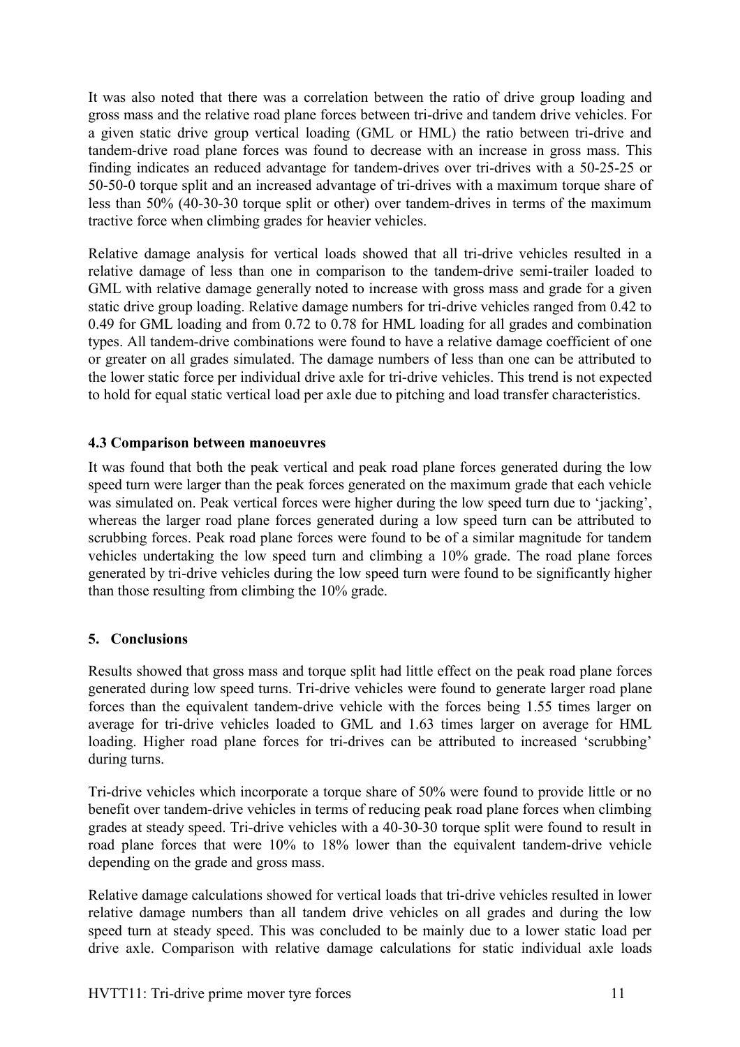It was also noted that there was a correlation between the ratio of drive group loading and gross mass and the relative road plane forces between tri-drive and tandem drive vehicles. For a given static drive group vertical loading (GML or HML) the ratio between tri-drive and tandem-drive road plane forces was found to decrease with an increase in gross mass. This finding indicates an reduced advantage for tandem-drives over tri-drives with a 50-25-25 or 50-50-0 torque split and an increased advantage of tri-drives with a maximum torque share of less than 50% (40-30-30 torque split or other) over tandem-drives in terms of the maximum tractive force when climbing grades for heavier vehicles.

Relative damage analysis for vertical loads showed that all tri-drive vehicles resulted in a relative damage of less than one in comparison to the tandem-drive semi-trailer loaded to GML with relative damage generally noted to increase with gross mass and grade for a given static drive group loading. Relative damage numbers for tri-drive vehicles ranged from 0.42 to 0.49 for GML loading and from 0.72 to 0.78 for HML loading for all grades and combination types. All tandem-drive combinations were found to have a relative damage coefficient of one or greater on all grades simulated. The damage numbers of less than one can be attributed to the lower static force per individual drive axle for tri-drive vehicles. This trend is not expected to hold for equal static vertical load per axle due to pitching and load transfer characteristics.

### 4.3 Comparison between manoeuvres

It was found that both the peak vertical and peak road plane forces generated during the low speed turn were larger than the peak forces generated on the maximum grade that each vehicle was simulated on. Peak vertical forces were higher during the low speed turn due to 'jacking', whereas the larger road plane forces generated during a low speed turn can be attributed to scrubbing forces. Peak road plane forces were found to be of a similar magnitude for tandem vehicles undertaking the low speed turn and climbing a 10% grade. The road plane forces generated by tri-drive vehicles during the low speed turn were found to be significantly higher than those resulting from climbing the 10% grade.

## 5. Conclusions

Results showed that gross mass and torque split had little effect on the peak road plane forces generated during low speed turns. Tri-drive vehicles were found to generate larger road plane forces than the equivalent tandem-drive vehicle with the forces being 1.55 times larger on average for tri-drive vehicles loaded to GML and 1.63 times larger on average for HML loading. Higher road plane forces for tri-drives can be attributed to increased 'scrubbing' during turns.

Tri-drive vehicles which incorporate a torque share of 50% were found to provide little or no benefit over tandem-drive vehicles in terms of reducing peak road plane forces when climbing grades at steady speed. Tri-drive vehicles with a 40-30-30 torque split were found to result in road plane forces that were 10% to 18% lower than the equivalent tandem-drive vehicle depending on the grade and gross mass.

Relative damage calculations showed for vertical loads that tri-drive vehicles resulted in lower relative damage numbers than all tandem drive vehicles on all grades and during the low speed turn at steady speed. This was concluded to be mainly due to a lower static load per drive axle. Comparison with relative damage calculations for static individual axle loads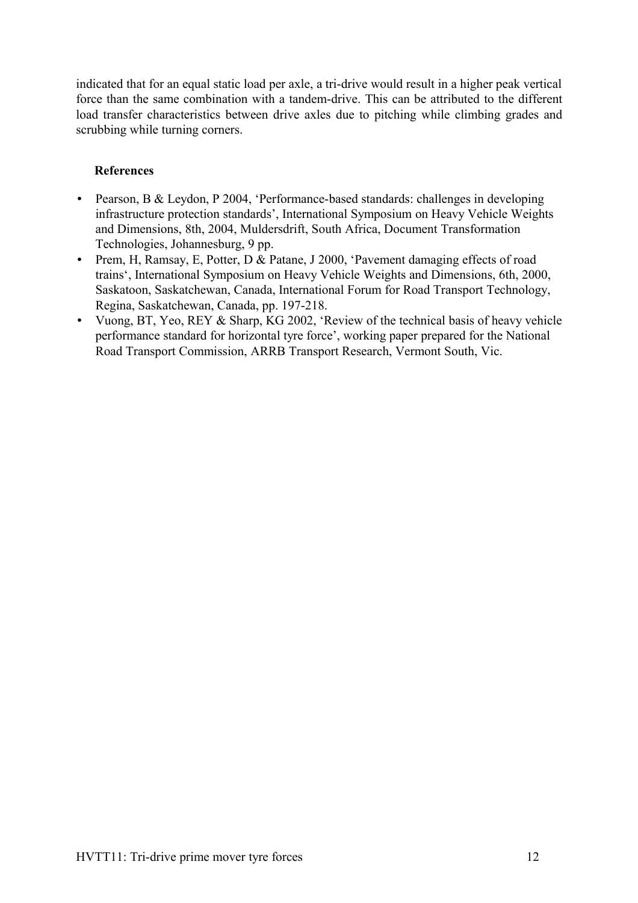indicated that for an equal static load per axle, a tri-drive would result in a higher peak vertical force than the same combination with a tandem-drive. This can be attributed to the different load transfer characteristics between drive axles due to pitching while climbing grades and scrubbing while turning corners.

## References

- Pearson, B & Leydon, P 2004, 'Performance-based standards: challenges in developing infrastructure protection standards', International Symposium on Heavy Vehicle Weights and Dimensions, 8th, 2004, Muldersdrift, South Africa, Document Transformation Technologies, Johannesburg, 9 pp.
- Prem, H, Ramsay, E, Potter, D & Patane, J 2000, 'Pavement damaging effects of road trains', International Symposium on Heavy Vehicle Weights and Dimensions, 6th, 2000, Saskatoon, Saskatchewan, Canada, International Forum for Road Transport Technology, Regina, Saskatchewan, Canada, pp. 197-218.
- Vuong, BT, Yeo, REY & Sharp, KG 2002, 'Review of the technical basis of heavy vehicle performance standard for horizontal tyre force', working paper prepared for the National Road Transport Commission, ARRB Transport Research, Vermont South, Vic.